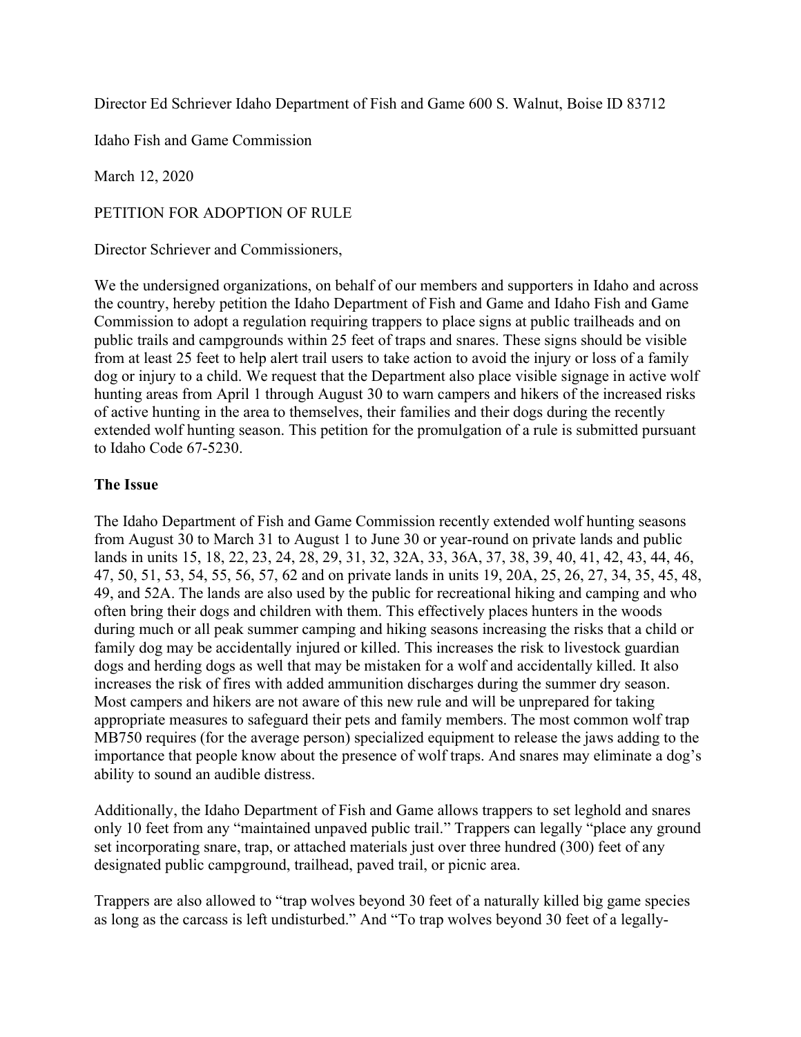Director Ed Schriever Idaho Department of Fish and Game 600 S. Walnut, Boise ID 83712

Idaho Fish and Game Commission

March 12, 2020

PETITION FOR ADOPTION OF RULE

Director Schriever and Commissioners,

We the undersigned organizations, on behalf of our members and supporters in Idaho and across the country, hereby petition the Idaho Department of Fish and Game and Idaho Fish and Game Commission to adopt a regulation requiring trappers to place signs at public trailheads and on public trails and campgrounds within 25 feet of traps and snares. These signs should be visible from at least 25 feet to help alert trail users to take action to avoid the injury or loss of a family dog or injury to a child. We request that the Department also place visible signage in active wolf hunting areas from April 1 through August 30 to warn campers and hikers of the increased risks of active hunting in the area to themselves, their families and their dogs during the recently extended wolf hunting season. This petition for the promulgation of a rule is submitted pursuant to Idaho Code 67-5230.

**The Issue**

The Idaho Department of Fish and Game Commission recently extended wolf hunting seasons from August 30 to March 31 to August 1 to June 30 or year-round on private lands and public lands in units 15, 18, 22, 23, 24, 28, 29, 31, 32, 32A, 33, 36A, 37, 38, 39, 40, 41, 42, 43, 44, 46, 47, 50, 51, 53, 54, 55, 56, 57, 62 and on private lands in units 19, 20A, 25, 26, 27, 34, 35, 45, 48, 49, and 52A. The lands are also used by the public for recreational hiking and camping and who often bring their dogs and children with them. This effectively places hunters in the woods during much or all peak summer camping and hiking seasons increasing the risks that a child or family dog may be accidentally injured or killed. This increases the risk to livestock guardian dogs and herding dogs as well that may be mistaken for a wolf and accidentally killed. It also increases the risk of fires with added ammunition discharges during the summer dry season. Most campers and hikers are not aware of this new rule and will be unprepared for taking appropriate measures to safeguard their pets and family members. The most common wolf trap MB750 requires (for the average person) specialized equipment to release the jaws adding to the importance that people know about the presence of wolf traps. And snares may eliminate a dog's ability to sound an audible distress.

Additionally, the Idaho Department of Fish and Game allows trappers to set leghold and snares only 10 feet from any "maintained unpaved public trail." Trappers can legally "place any ground set incorporating snare, trap, or attached materials just over three hundred (300) feet of any designated public campground, trailhead, paved trail, or picnic area.

Trappers are also allowed to "trap wolves beyond 30 feet of a naturally killed big game species as long as the carcass is left undisturbed." And "To trap wolves beyond 30 feet of a legally-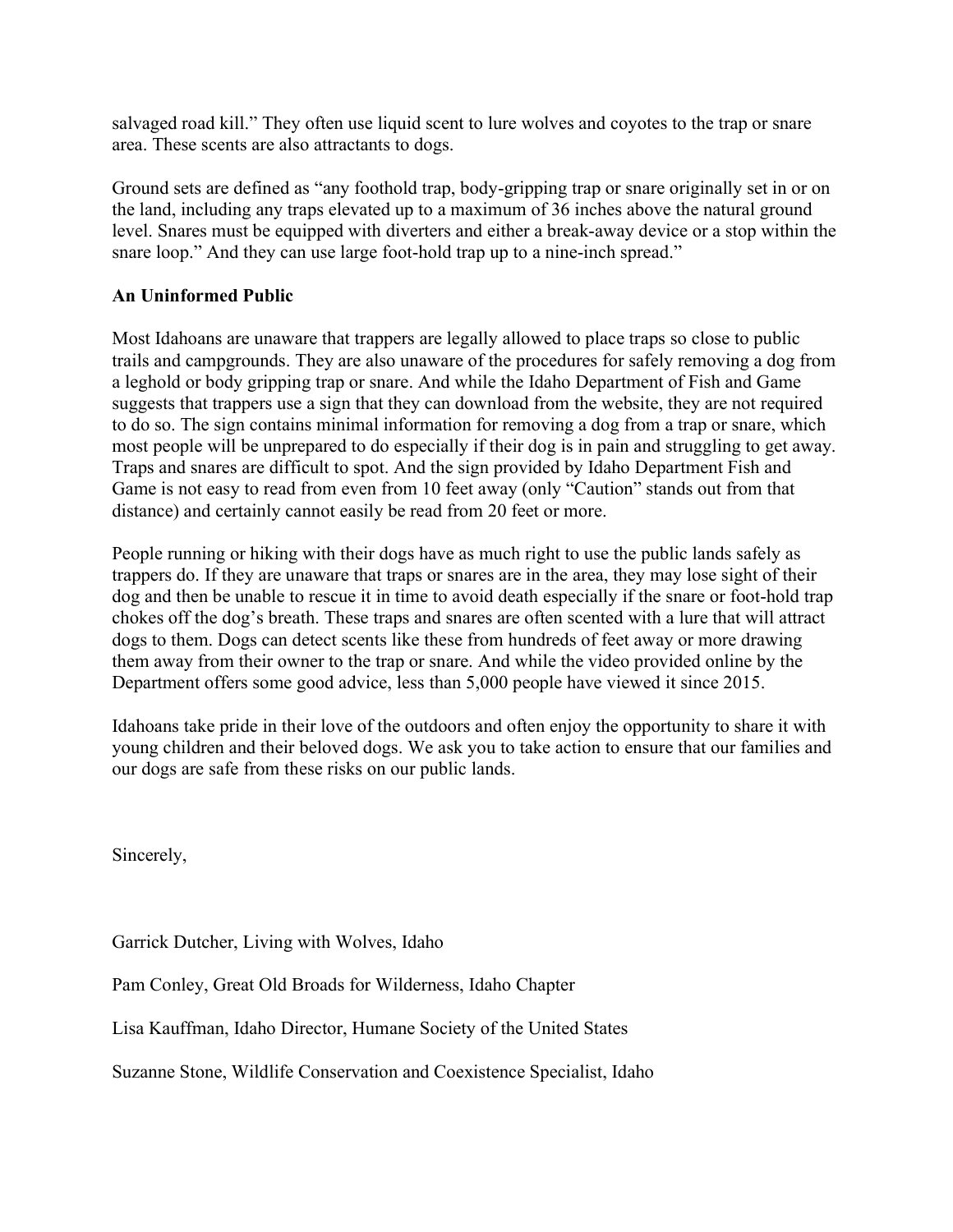salvaged road kill." They often use liquid scent to lure wolves and coyotes to the trap or snare area. These scents are also attractants to dogs.

Ground sets are defined as "any foothold trap, body-gripping trap or snare originally set in or on the land, including any traps elevated up to a maximum of 36 inches above the natural ground level. Snares must be equipped with diverters and either a break-away device or a stop within the snare loop." And they can use large foot-hold trap up to a nine-inch spread."

**An Uninformed Public**

Most Idahoans are unaware that trappers are legally allowed to place traps so close to public trails and campgrounds. They are also unaware of the procedures for safely removing a dog from a leghold or body gripping trap or snare. And while the Idaho Department of Fish and Game suggests that trappers use a sign that they can download from the website, they are not required to do so. The sign contains minimal information for removing a dog from a trap or snare, which most people will be unprepared to do especially if their dog is in pain and struggling to get away. Traps and snares are difficult to spot. And the sign provided by Idaho Department Fish and Game is not easy to read from even from 10 feet away (only "Caution" stands out from that distance) and certainly cannot easily be read from 20 feet or more.

People running or hiking with their dogs have as much right to use the public lands safely as trappers do. If they are unaware that traps or snares are in the area, they may lose sight of their dog and then be unable to rescue it in time to avoid death especially if the snare or foot-hold trap chokes off the dog's breath. These traps and snares are often scented with a lure that will attract dogs to them. Dogs can detect scents like these from hundreds of feet away or more drawing them away from their owner to the trap or snare. And while the video provided online by the Department offers some good advice, less than 5,000 people have viewed it since 2015.

Idahoans take pride in their love of the outdoors and often enjoy the opportunity to share it with young children and their beloved dogs. We ask you to take action to ensure that our families and our dogs are safe from these risks on our public lands.

Sincerely,

Garrick Dutcher, Living with Wolves, Idaho

Pam Conley, Great Old Broads for Wilderness, Idaho Chapter

Lisa Kauffman, Idaho Director, Humane Society of the United States

Suzanne Stone, Wildlife Conservation and Coexistence Specialist, Idaho